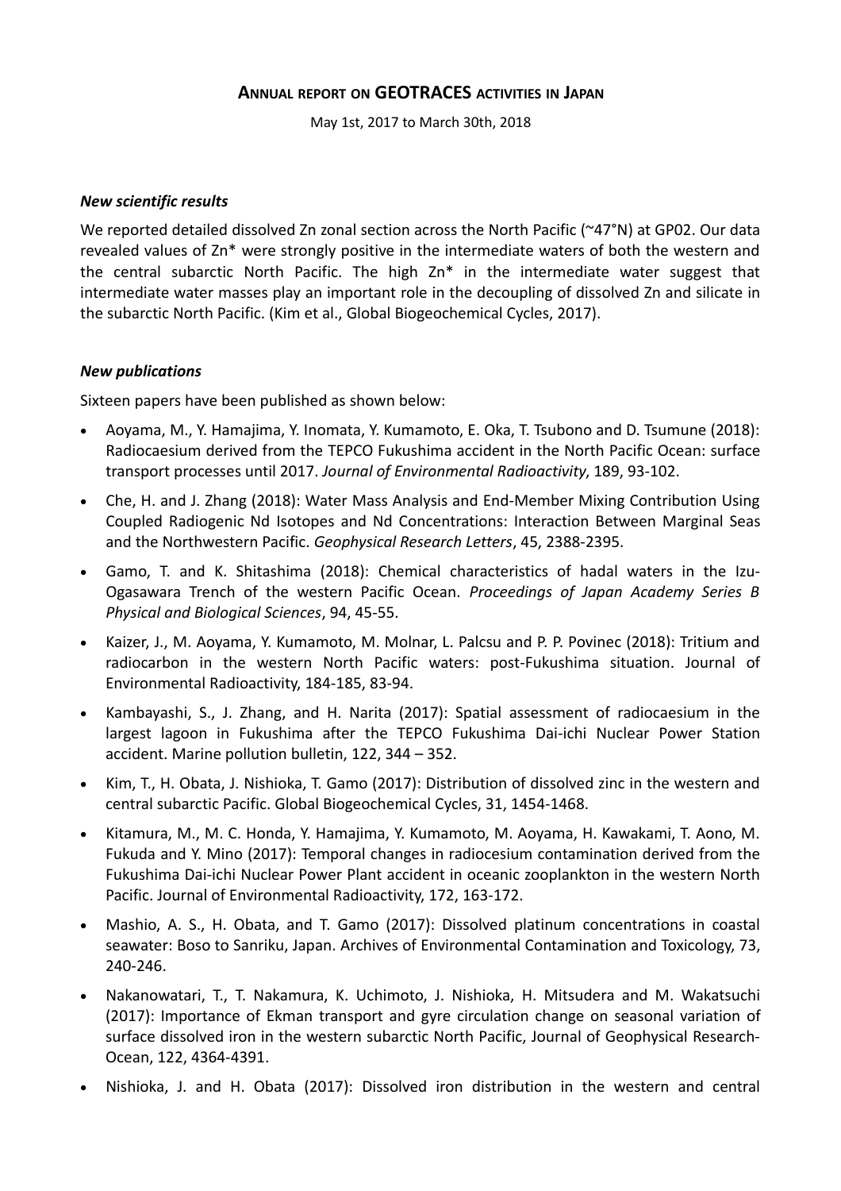# ANNUAL REPORT ON GEOTRACES ACTIVITIES IN JAPAN

May 1st, 2017 to March 30th, 2018

### *New scientific results*

We reported detailed dissolved Zn zonal section across the North Pacific (~47°N) at GP02. Our data revealed values of Zn* were strongly positive in the intermediate waters of both the western and the central subarctic North Pacific. The high Zn* in the intermediate water suggest that intermediate water masses play an important role in the decoupling of dissolved Zn and silicate in the subarctic North Pacific. (Kim et al., Global Biogeochemical Cycles, 2017).

### *New publications*

Sixteen papers have been published as shown below:

- Aoyama, M., Y. Hamajima, Y. Inomata, Y. Kumamoto, E. Oka, T. Tsubono and D. Tsumune (2018): Radiocaesium derived from the TEPCO Fukushima accident in the North Pacific Ocean: surface transport processes until 2017. *Journal of Environmental Radioactivity*, 189, 93-102.
- Che, H. and J. Zhang (2018): Water Mass Analysis and End-Member Mixing Contribution Using Coupled Radiogenic Nd Isotopes and Nd Concentrations: Interaction Between Marginal Seas and the Northwestern Pacific. *Geophysical Research Letters*, 45, 2388-2395.
- Gamo, T. and K. Shitashima (2018): Chemical characteristics of hadal waters in the Izu-Ogasawara Trench of the western Pacific Ocean. *Proceedings of Japan Academy Series B Physical and Biological Sciences*, 94, 45-55.
- Kaizer, J., M. Aoyama, Y. Kumamoto, M. Molnar, L. Palcsu and P. P. Povinec (2018): Tritium and radiocarbon in the western North Pacific waters: post-Fukushima situation. Journal of Environmental Radioactivity, 184-185, 83-94.
- Kambayashi, S., J. Zhang, and H. Narita (2017): Spatial assessment of radiocaesium in the largest lagoon in Fukushima after the TEPCO Fukushima Dai-ichi Nuclear Power Station accident. Marine pollution bulletin, 122, 344 – 352.
- Kim, T., H. Obata, J. Nishioka, T. Gamo (2017): Distribution of dissolved zinc in the western and central subarctic Pacific. Global Biogeochemical Cycles, 31, 1454-1468.
- Kitamura, M., M. C. Honda, Y. Hamajima, Y. Kumamoto, M. Aoyama, H. Kawakami, T. Aono, M. Fukuda and Y. Mino (2017): Temporal changes in radiocesium contamination derived from the Fukushima Dai-ichi Nuclear Power Plant accident in oceanic zooplankton in the western North Pacific. Journal of Environmental Radioactivity, 172, 163-172.
- Mashio, A. S., H. Obata, and T. Gamo (2017): Dissolved platinum concentrations in coastal seawater: Boso to Sanriku, Japan. Archives of Environmental Contamination and Toxicology, 73, 240-246.
- Nakanowatari, T., T. Nakamura, K. Uchimoto, J. Nishioka, H. Mitsudera and M. Wakatsuchi (2017): Importance of Ekman transport and gyre circulation change on seasonal variation of surface dissolved iron in the western subarctic North Pacific, Journal of Geophysical Research-Ocean, 122, 4364-4391.
- Nishioka, J. and H. Obata (2017): Dissolved iron distribution in the western and central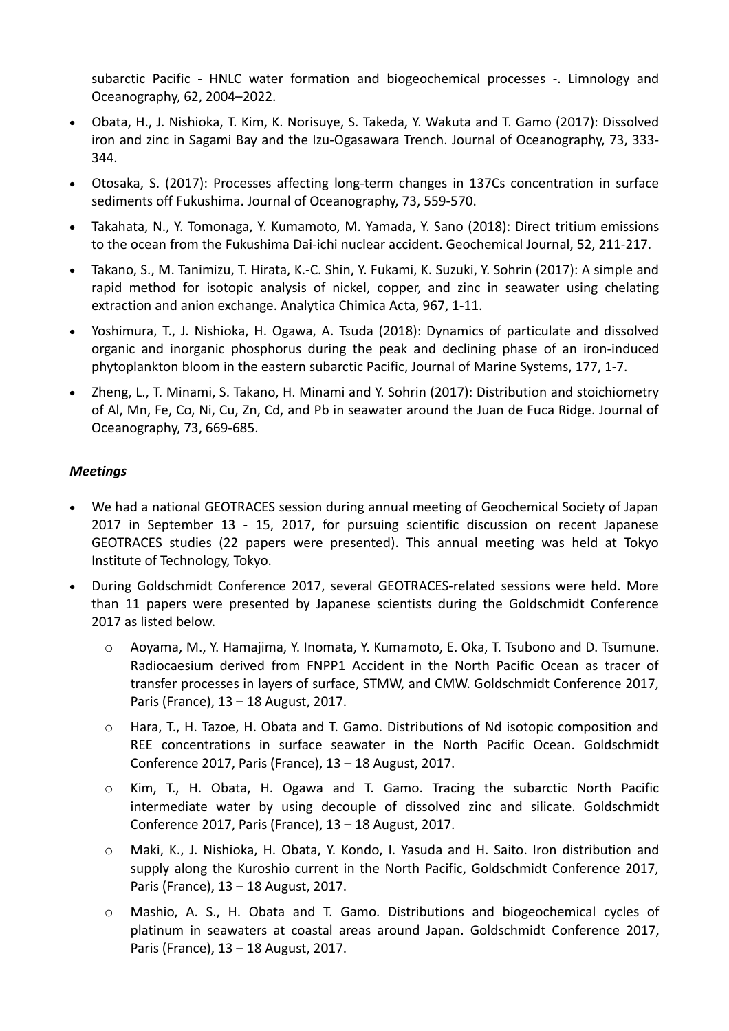subarctic Pacific - HNLC water formation and biogeochemical processes -. Limnology and Oceanography, 62, 2004–2022.

- Obata, H., J. Nishioka, T. Kim, K. Norisuye, S. Takeda, Y. Wakuta and T. Gamo (2017): Dissolved iron and zinc in Sagami Bay and the Izu-Ogasawara Trench. Journal of Oceanography, 73, 333-344.
- Otosaka, S. (2017): Processes affecting long-term changes in 137Cs concentration in surface sediments off Fukushima. Journal of Oceanography, 73, 559-570.
- Takahata, N., Y. Tomonaga, Y. Kumamoto, M. Yamada, Y. Sano (2018): Direct tritium emissions to the ocean from the Fukushima Dai-ichi nuclear accident. Geochemical Journal, 52, 211-217.
- Takano, S., M. Tanimizu, T. Hirata, K.-C. Shin, Y. Fukami, K. Suzuki, Y. Sohrin (2017): A simple and rapid method for isotopic analysis of nickel, copper, and zinc in seawater using chelating extraction and anion exchange. Analytica Chimica Acta, 967, 1-11.
- Yoshimura, T., J. Nishioka, H. Ogawa, A. Tsuda (2018): Dynamics of particulate and dissolved organic and inorganic phosphorus during the peak and declining phase of an iron-induced phytoplankton bloom in the eastern subarctic Pacific, Journal of Marine Systems, 177, 1-7.
- Zheng, L., T. Minami, S. Takano, H. Minami and Y. Sohrin (2017): Distribution and stoichiometry of Al, Mn, Fe, Co, Ni, Cu, Zn, Cd, and Pb in seawater around the Juan de Fuca Ridge. Journal of Oceanography, 73, 669-685.

***Meetings***

- We had a national GEOTRACES session during annual meeting of Geochemical Society of Japan 2017 in September 13 - 15, 2017, for pursuing scientific discussion on recent Japanese GEOTRACES studies (22 papers were presented). This annual meeting was held at Tokyo Institute of Technology, Tokyo.
- During Goldschmidt Conference 2017, several GEOTRACES-related sessions were held. More than 11 papers were presented by Japanese scientists during the Goldschmidt Conference 2017 as listed below.
    - Aoyama, M., Y. Hamajima, Y. Inomata, Y. Kumamoto, E. Oka, T. Tsubono and D. Tsumune. Radiocaesium derived from FNPP1 Accident in the North Pacific Ocean as tracer of transfer processes in layers of surface, STMW, and CMW. Goldschmidt Conference 2017, Paris (France), 13 – 18 August, 2017.
    - Hara, T., H. Tazoe, H. Obata and T. Gamo. Distributions of Nd isotopic composition and REE concentrations in surface seawater in the North Pacific Ocean. Goldschmidt Conference 2017, Paris (France), 13 – 18 August, 2017.
    - Kim, T., H. Obata, H. Ogawa and T. Gamo. Tracing the subarctic North Pacific intermediate water by using decouple of dissolved zinc and silicate. Goldschmidt Conference 2017, Paris (France), 13 – 18 August, 2017.
    - Maki, K., J. Nishioka, H. Obata, Y. Kondo, I. Yasuda and H. Saito. Iron distribution and supply along the Kuroshio current in the North Pacific, Goldschmidt Conference 2017, Paris (France), 13 – 18 August, 2017.
    - Mashio, A. S., H. Obata and T. Gamo. Distributions and biogeochemical cycles of platinum in seawaters at coastal areas around Japan. Goldschmidt Conference 2017, Paris (France), 13 – 18 August, 2017.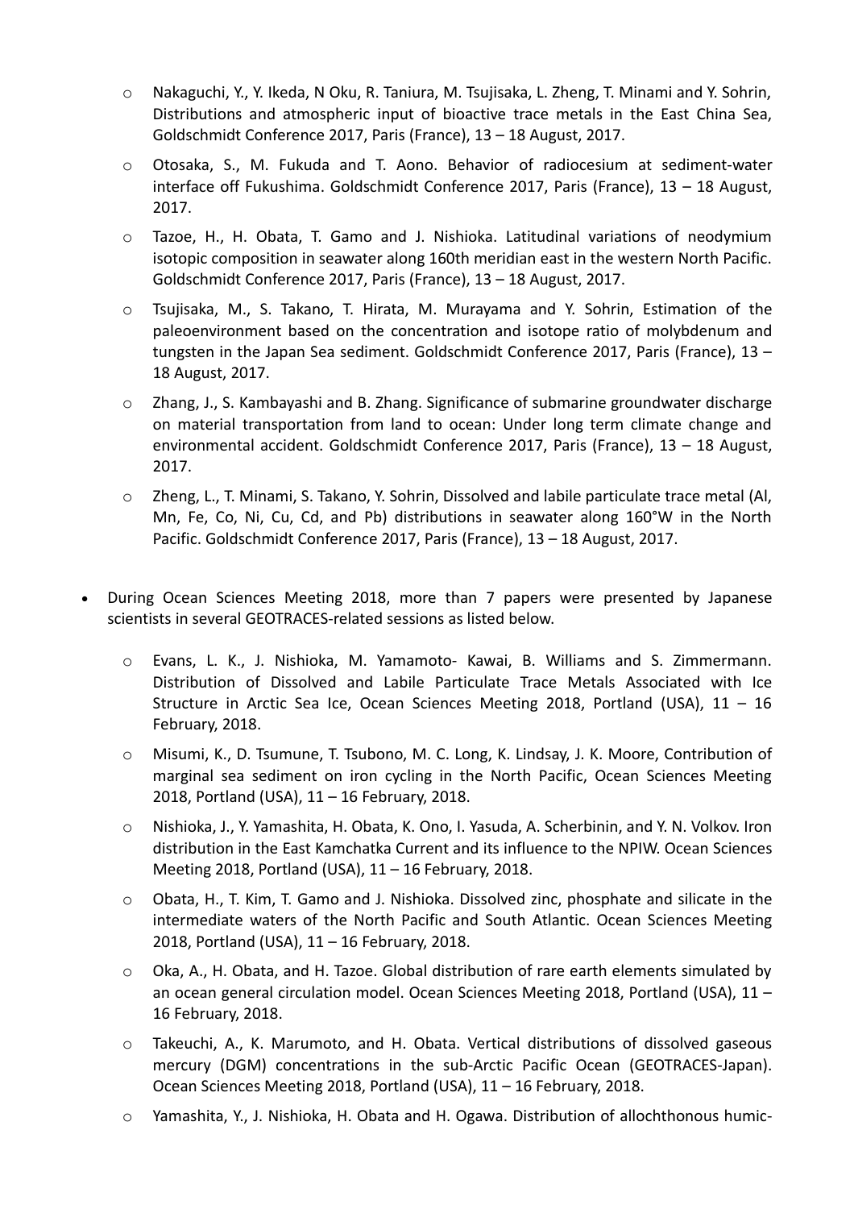- Nakaguchi, Y., Y. Ikeda, N Oku, R. Taniura, M. Tsujisaka, L. Zheng, T. Minami and Y. Sohrin, Distributions and atmospheric input of bioactive trace metals in the East China Sea, Goldschmidt Conference 2017, Paris (France), 13 – 18 August, 2017.
- Otosaka, S., M. Fukuda and T. Aono. Behavior of radiocesium at sediment-water interface off Fukushima. Goldschmidt Conference 2017, Paris (France), 13 – 18 August, 2017.
- Tazoe, H., H. Obata, T. Gamo and J. Nishioka. Latitudinal variations of neodymium isotopic composition in seawater along 160th meridian east in the western North Pacific. Goldschmidt Conference 2017, Paris (France), 13 – 18 August, 2017.
- Tsujisaka, M., S. Takano, T. Hirata, M. Murayama and Y. Sohrin, Estimation of the paleoenvironment based on the concentration and isotope ratio of molybdenum and tungsten in the Japan Sea sediment. Goldschmidt Conference 2017, Paris (France), 13 – 18 August, 2017.
- Zhang, J., S. Kambayashi and B. Zhang. Significance of submarine groundwater discharge on material transportation from land to ocean: Under long term climate change and environmental accident. Goldschmidt Conference 2017, Paris (France), 13 – 18 August, 2017.
- Zheng, L., T. Minami, S. Takano, Y. Sohrin, Dissolved and labile particulate trace metal (Al, Mn, Fe, Co, Ni, Cu, Cd, and Pb) distributions in seawater along 160°W in the North Pacific. Goldschmidt Conference 2017, Paris (France), 13 – 18 August, 2017.

- During Ocean Sciences Meeting 2018, more than 7 papers were presented by Japanese scientists in several GEOTRACES-related sessions as listed below.
  - Evans, L. K., J. Nishioka, M. Yamamoto- Kawai, B. Williams and S. Zimmermann. Distribution of Dissolved and Labile Particulate Trace Metals Associated with Ice Structure in Arctic Sea Ice, Ocean Sciences Meeting 2018, Portland (USA), 11 – 16 February, 2018.
  - Misumi, K., D. Tsumune, T. Tsubono, M. C. Long, K. Lindsay, J. K. Moore, Contribution of marginal sea sediment on iron cycling in the North Pacific, Ocean Sciences Meeting 2018, Portland (USA), 11 – 16 February, 2018.
  - Nishioka, J., Y. Yamashita, H. Obata, K. Ono, I. Yasuda, A. Scherbinin, and Y. N. Volkov. Iron distribution in the East Kamchatka Current and its influence to the NPIW. Ocean Sciences Meeting 2018, Portland (USA), 11 – 16 February, 2018.
  - Obata, H., T. Kim, T. Gamo and J. Nishioka. Dissolved zinc, phosphate and silicate in the intermediate waters of the North Pacific and South Atlantic. Ocean Sciences Meeting 2018, Portland (USA), 11 – 16 February, 2018.
  - Oka, A., H. Obata, and H. Tazoe. Global distribution of rare earth elements simulated by an ocean general circulation model. Ocean Sciences Meeting 2018, Portland (USA), 11 – 16 February, 2018.
  - Takeuchi, A., K. Marumoto, and H. Obata. Vertical distributions of dissolved gaseous mercury (DGM) concentrations in the sub-Arctic Pacific Ocean (GEOTRACES-Japan). Ocean Sciences Meeting 2018, Portland (USA), 11 – 16 February, 2018.
  - Yamashita, Y., J. Nishioka, H. Obata and H. Ogawa. Distribution of allochthonous humic-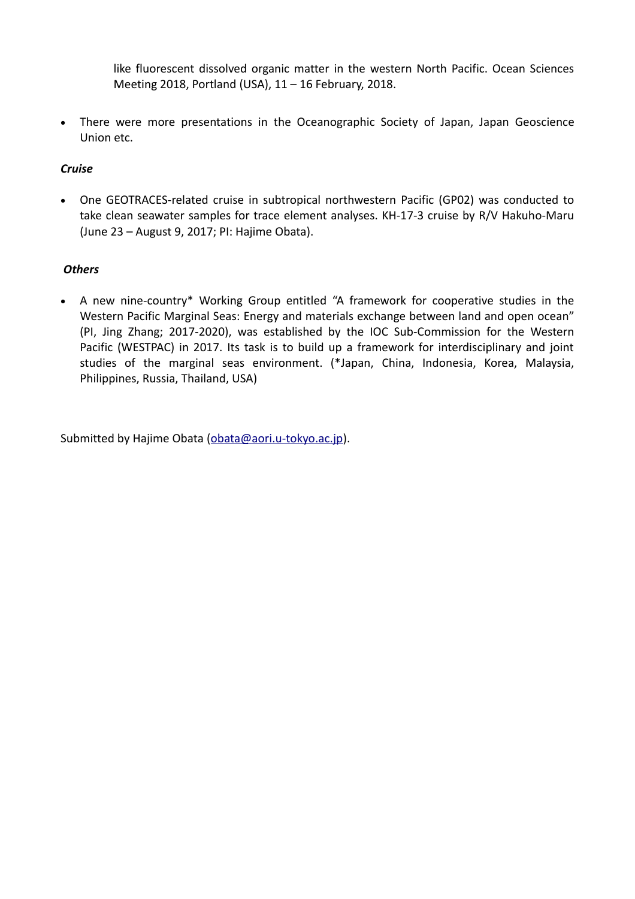like fluorescent dissolved organic matter in the western North Pacific. Ocean Sciences Meeting 2018, Portland (USA), 11 – 16 February, 2018.

- There were more presentations in the Oceanographic Society of Japan, Japan Geoscience Union etc.

***Cruise***

- One GEOTRACES-related cruise in subtropical northwestern Pacific (GP02) was conducted to take clean seawater samples for trace element analyses. KH-17-3 cruise by R/V Hakuho-Maru (June 23 – August 9, 2017; PI: Hajime Obata).

***Others***

- A new nine-country* Working Group entitled "A framework for cooperative studies in the Western Pacific Marginal Seas: Energy and materials exchange between land and open ocean" (PI, Jing Zhang; 2017-2020), was established by the IOC Sub-Commission for the Western Pacific (WESTPAC) in 2017. Its task is to build up a framework for interdisciplinary and joint studies of the marginal seas environment. (*Japan, China, Indonesia, Korea, Malaysia, Philippines, Russia, Thailand, USA)

Submitted by Hajime Obata (obata@aori.u-tokyo.ac.jp).